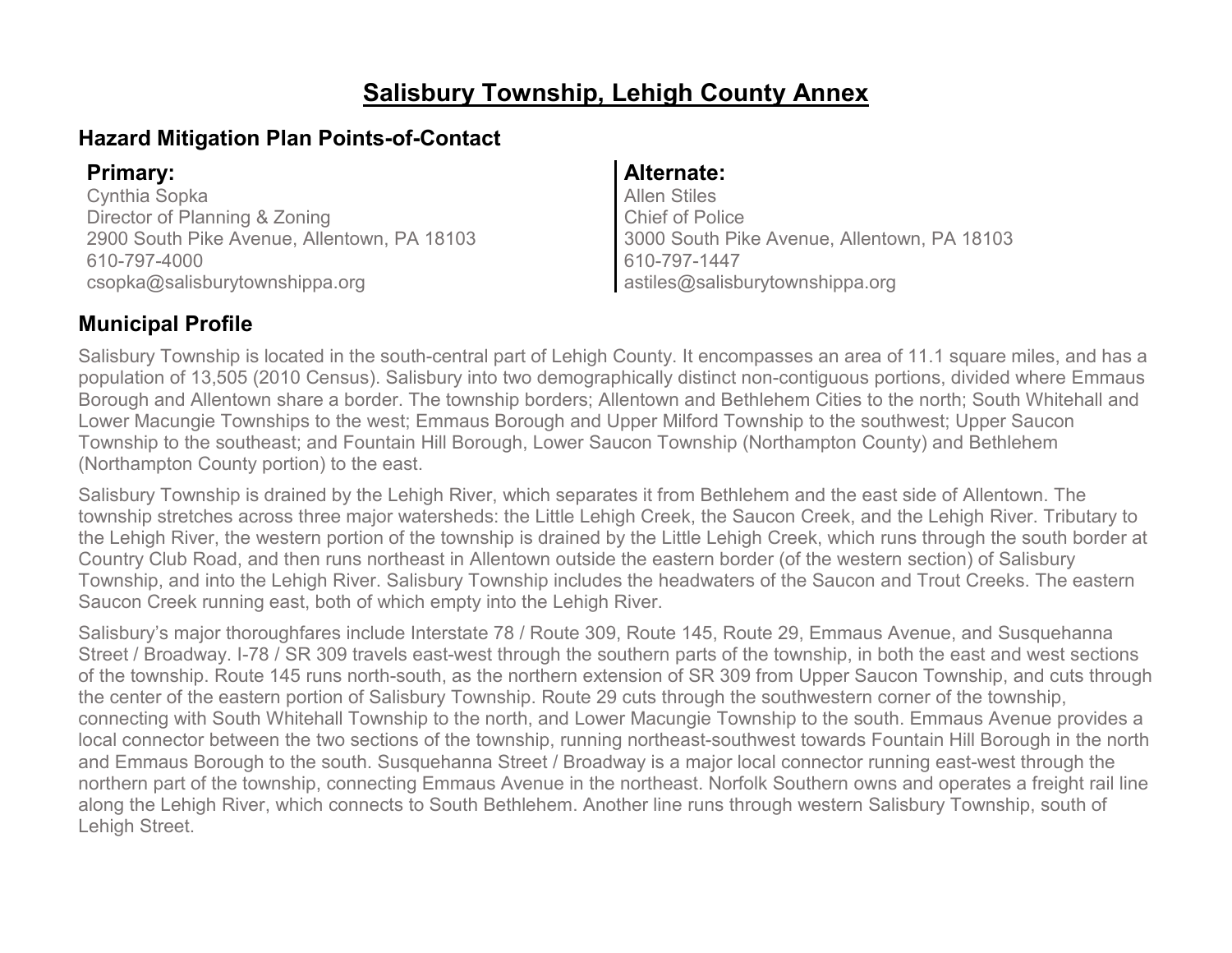# Salisbury Township, Lehigh County Annex

## Hazard Mitigation Plan Points-of-Contact

**Primary:**
Cynthia Sopka
Director of Planning & Zoning
2900 South Pike Avenue, Allentown, PA 18103
610-797-4000
csopka@salisburytownshippa.org

**Alternate:**
Allen Stiles
Chief of Police
3000 South Pike Avenue, Allentown, PA 18103
610-797-1447
astiles@salisburytownshippa.org

## Municipal Profile

Salisbury Township is located in the south-central part of Lehigh County. It encompasses an area of 11.1 square miles, and has a population of 13,505 (2010 Census). Salisbury into two demographically distinct non-contiguous portions, divided where Emmaus Borough and Allentown share a border. The township borders; Allentown and Bethlehem Cities to the north; South Whitehall and Lower Macungie Townships to the west; Emmaus Borough and Upper Milford Township to the southwest; Upper Saucon Township to the southeast; and Fountain Hill Borough, Lower Saucon Township (Northampton County) and Bethlehem (Northampton County portion) to the east.

Salisbury Township is drained by the Lehigh River, which separates it from Bethlehem and the east side of Allentown. The township stretches across three major watersheds: the Little Lehigh Creek, the Saucon Creek, and the Lehigh River. Tributary to the Lehigh River, the western portion of the township is drained by the Little Lehigh Creek, which runs through the south border at Country Club Road, and then runs northeast in Allentown outside the eastern border (of the western section) of Salisbury Township, and into the Lehigh River. Salisbury Township includes the headwaters of the Saucon and Trout Creeks. The eastern Saucon Creek running east, both of which empty into the Lehigh River.

Salisbury's major thoroughfares include Interstate 78 / Route 309, Route 145, Route 29, Emmaus Avenue, and Susquehanna Street / Broadway. I-78 / SR 309 travels east-west through the southern parts of the township, in both the east and west sections of the township. Route 145 runs north-south, as the northern extension of SR 309 from Upper Saucon Township, and cuts through the center of the eastern portion of Salisbury Township. Route 29 cuts through the southwestern corner of the township, connecting with South Whitehall Township to the north, and Lower Macungie Township to the south. Emmaus Avenue provides a local connector between the two sections of the township, running northeast-southwest towards Fountain Hill Borough in the north and Emmaus Borough to the south. Susquehanna Street / Broadway is a major local connector running east-west through the northern part of the township, connecting Emmaus Avenue in the northeast. Norfolk Southern owns and operates a freight rail line along the Lehigh River, which connects to South Bethlehem. Another line runs through western Salisbury Township, south of Lehigh Street.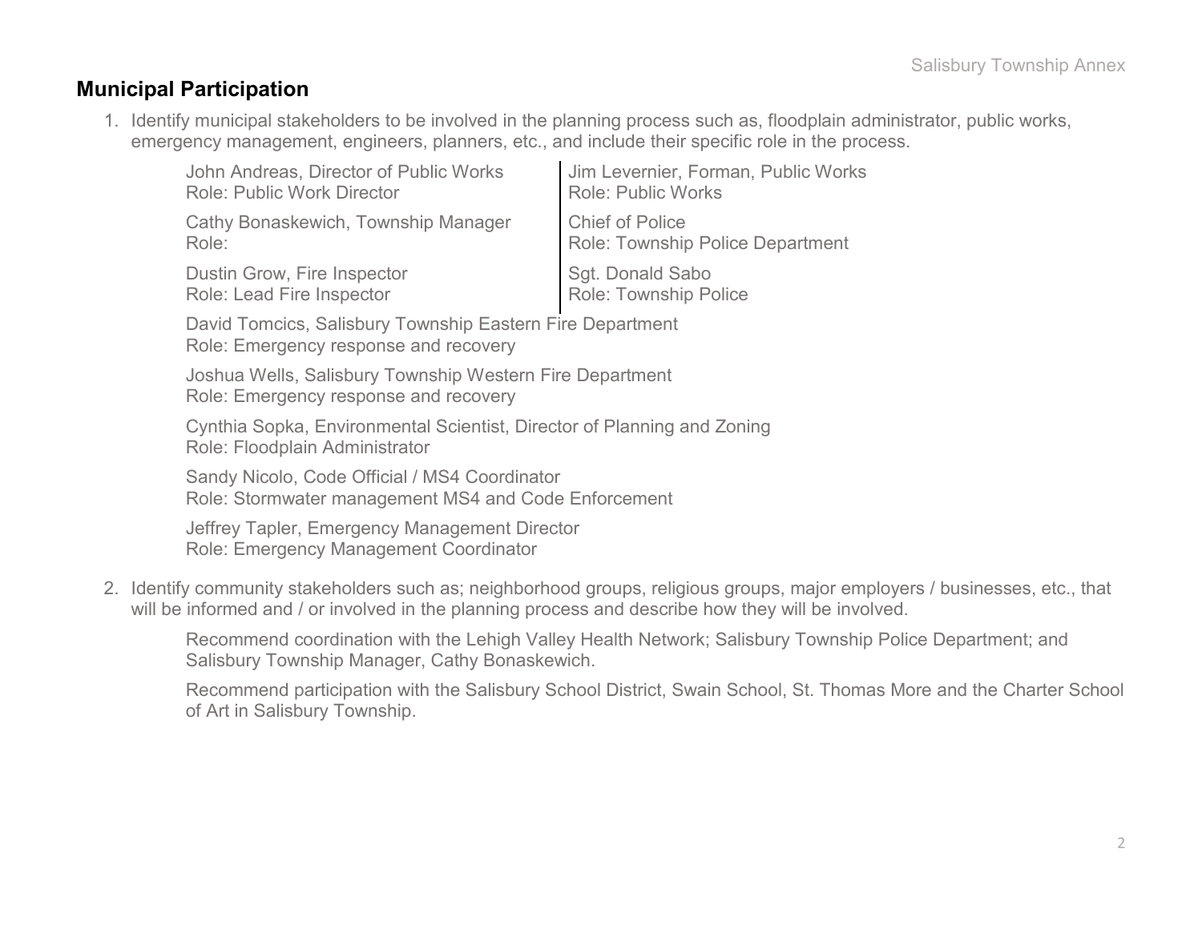## Municipal Participation

1. Identify municipal stakeholders to be involved in the planning process such as, floodplain administrator, public works, emergency management, engineers, planners, etc., and include their specific role in the process.

    John Andreas, Director of Public Works
    Role: Public Work Director

    Cathy Bonaskewich, Township Manager
    Role:

    Dustin Grow, Fire Inspector
    Role: Lead Fire Inspector

    Jim Levernier, Forman, Public Works
    Role: Public Works

    Chief of Police
    Role: Township Police Department

    Sgt. Donald Sabo
    Role: Township Police

    David Tomcics, Salisbury Township Eastern Fire Department
    Role: Emergency response and recovery

    Joshua Wells, Salisbury Township Western Fire Department
    Role: Emergency response and recovery

    Cynthia Sopka, Environmental Scientist, Director of Planning and Zoning
    Role: Floodplain Administrator

    Sandy Nicolo, Code Official / MS4 Coordinator
    Role: Stormwater management MS4 and Code Enforcement

    Jeffrey Tapler, Emergency Management Director
    Role: Emergency Management Coordinator

2. Identify community stakeholders such as; neighborhood groups, religious groups, major employers / businesses, etc., that will be informed and / or involved in the planning process and describe how they will be involved.

    Recommend coordination with the Lehigh Valley Health Network; Salisbury Township Police Department; and Salisbury Township Manager, Cathy Bonaskewich.

    Recommend participation with the Salisbury School District, Swain School, St. Thomas More and the Charter School of Art in Salisbury Township.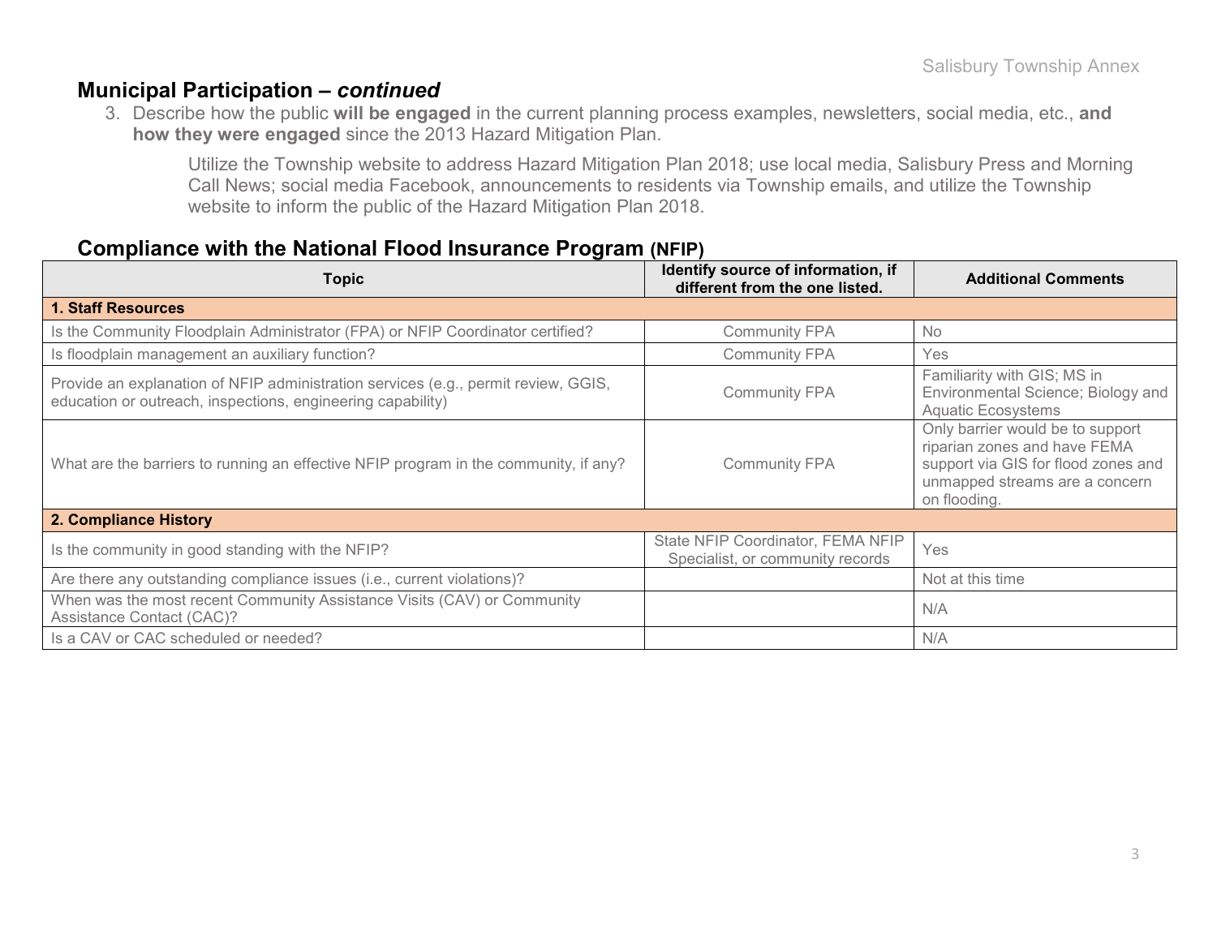## Municipal Participation – *continued*

3. Describe how the public **will be engaged** in the current planning process examples, newsletters, social media, etc., **and how they were engaged** since the 2013 Hazard Mitigation Plan.

   Utilize the Township website to address Hazard Mitigation Plan 2018; use local media, Salisbury Press and Morning Call News; social media Facebook, announcements to residents via Township emails, and utilize the Township website to inform the public of the Hazard Mitigation Plan 2018.

## Compliance with the National Flood Insurance Program (NFIP)

| Topic | Identify source of information, if different from the one listed. | Additional Comments |
|---|---|---|
| **1. Staff Resources** | | |
| Is the Community Floodplain Administrator (FPA) or NFIP Coordinator certified? | Community FPA | No |
| Is floodplain management an auxiliary function? | Community FPA | Yes |
| Provide an explanation of NFIP administration services (e.g., permit review, GGIS, education or outreach, inspections, engineering capability) | Community FPA | Familiarity with GIS; MS in Environmental Science; Biology and Aquatic Ecosystems |
| What are the barriers to running an effective NFIP program in the community, if any? | Community FPA | Only barrier would be to support riparian zones and have FEMA support via GIS for flood zones and unmapped streams are a concern on flooding. |
| **2. Compliance History** | | |
| Is the community in good standing with the NFIP? | State NFIP Coordinator, FEMA NFIP Specialist, or community records | Yes |
| Are there any outstanding compliance issues (i.e., current violations)? | | Not at this time |
| When was the most recent Community Assistance Visits (CAV) or Community Assistance Contact (CAC)? | | N/A |
| Is a CAV or CAC scheduled or needed? | | N/A |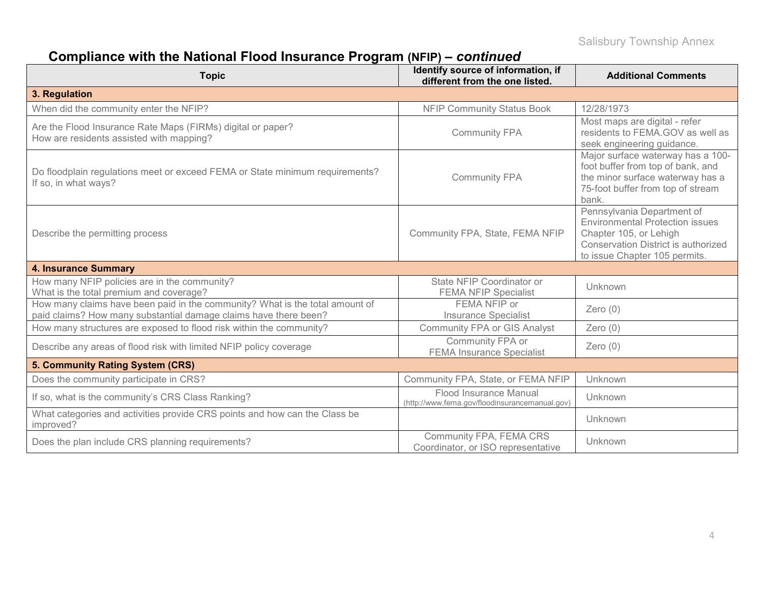## Compliance with the National Flood Insurance Program (NFIP) – *continued*

| Topic | Identify source of information, if different from the one listed. | Additional Comments |
|---|---|---|
| **3. Regulation** | | |
| When did the community enter the NFIP? | NFIP Community Status Book | 12/28/1973 |
| Are the Flood Insurance Rate Maps (FIRMs) digital or paper? How are residents assisted with mapping? | Community FPA | Most maps are digital - refer residents to FEMA.GOV as well as seek engineering guidance. |
| Do floodplain regulations meet or exceed FEMA or State minimum requirements? If so, in what ways? | Community FPA | Major surface waterway has a 100-foot buffer from top of bank, and the minor surface waterway has a 75-foot buffer from top of stream bank. |
| Describe the permitting process | Community FPA, State, FEMA NFIP | Pennsylvania Department of Environmental Protection issues Chapter 105, or Lehigh Conservation District is authorized to issue Chapter 105 permits. |
| **4. Insurance Summary** | | |
| How many NFIP policies are in the community? What is the total premium and coverage? | State NFIP Coordinator or FEMA NFIP Specialist | Unknown |
| How many claims have been paid in the community? What is the total amount of paid claims? How many substantial damage claims have there been? | FEMA NFIP or Insurance Specialist | Zero (0) |
| How many structures are exposed to flood risk within the community? | Community FPA or GIS Analyst | Zero (0) |
| Describe any areas of flood risk with limited NFIP policy coverage | Community FPA or FEMA Insurance Specialist | Zero (0) |
| **5. Community Rating System (CRS)** | | |
| Does the community participate in CRS? | Community FPA, State, or FEMA NFIP | Unknown |
| If so, what is the community's CRS Class Ranking? | Flood Insurance Manual (http://www.fema.gov/floodinsurancemanual.gov) | Unknown |
| What categories and activities provide CRS points and how can the Class be improved? | | Unknown |
| Does the plan include CRS planning requirements? | Community FPA, FEMA CRS Coordinator, or ISO representative | Unknown |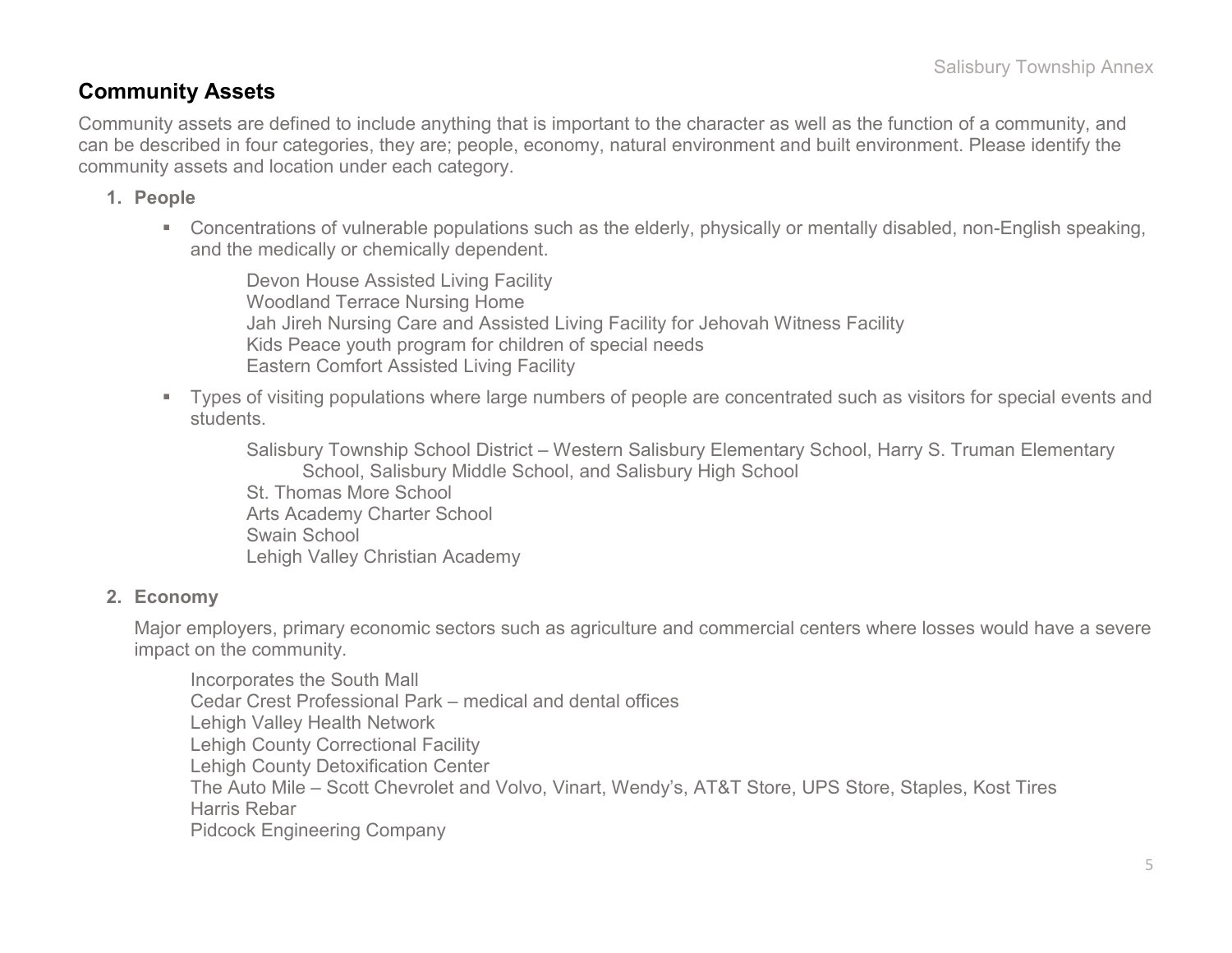## Community Assets

Community assets are defined to include anything that is important to the character as well as the function of a community, and can be described in four categories, they are; people, economy, natural environment and built environment. Please identify the community assets and location under each category.

1. **People**

   - Concentrations of vulnerable populations such as the elderly, physically or mentally disabled, non-English speaking, and the medically or chemically dependent.

     Devon House Assisted Living Facility
     Woodland Terrace Nursing Home
     Jah Jireh Nursing Care and Assisted Living Facility for Jehovah Witness Facility
     Kids Peace youth program for children of special needs
     Eastern Comfort Assisted Living Facility

   - Types of visiting populations where large numbers of people are concentrated such as visitors for special events and students.

     Salisbury Township School District – Western Salisbury Elementary School, Harry S. Truman Elementary School, Salisbury Middle School, and Salisbury High School
     St. Thomas More School
     Arts Academy Charter School
     Swain School
     Lehigh Valley Christian Academy

2. **Economy**

   Major employers, primary economic sectors such as agriculture and commercial centers where losses would have a severe impact on the community.

   Incorporates the South Mall
   Cedar Crest Professional Park – medical and dental offices
   Lehigh Valley Health Network
   Lehigh County Correctional Facility
   Lehigh County Detoxification Center
   The Auto Mile – Scott Chevrolet and Volvo, Vinart, Wendy's, AT&T Store, UPS Store, Staples, Kost Tires
   Harris Rebar
   Pidcock Engineering Company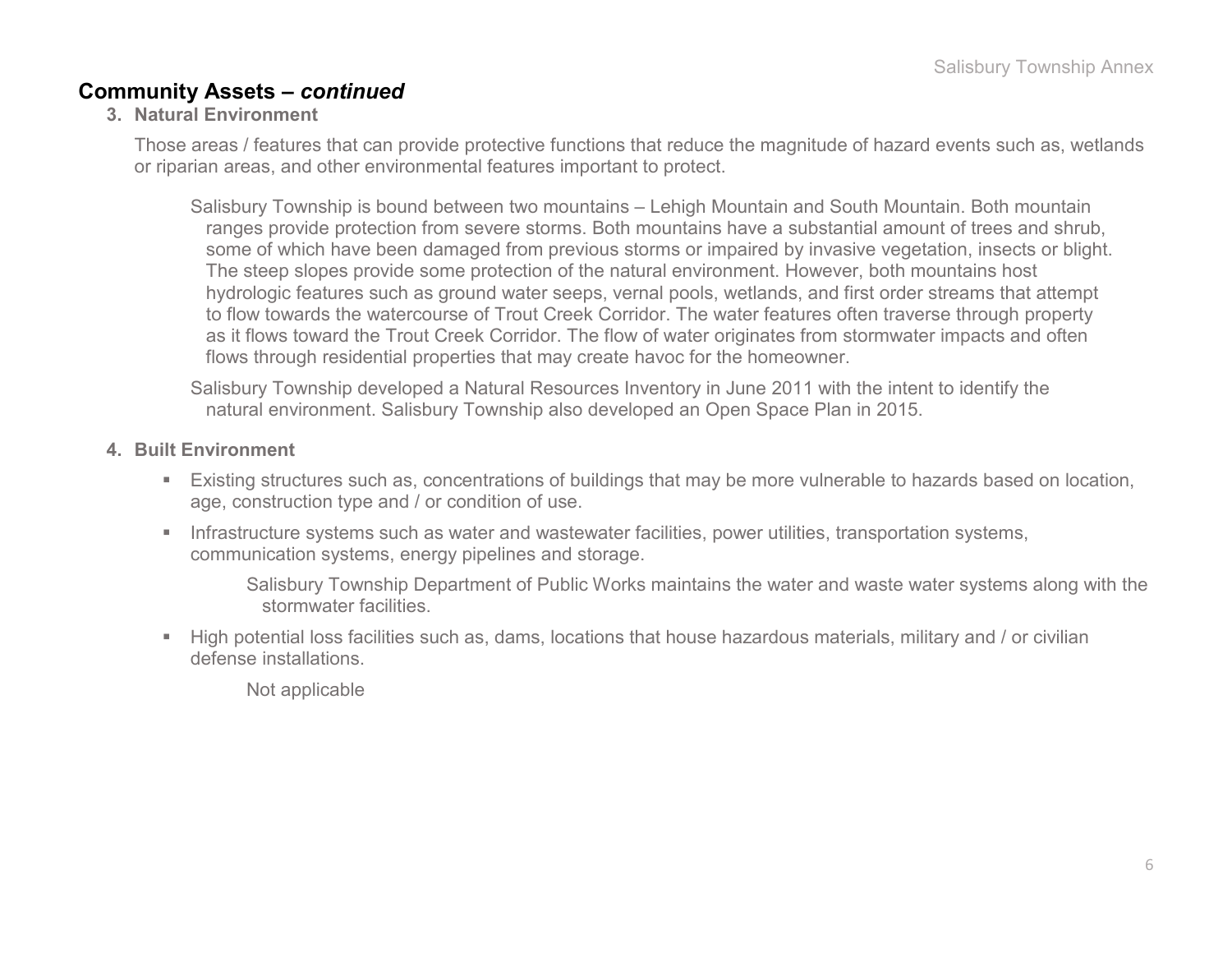## Community Assets – *continued*

**3. Natural Environment**

Those areas / features that can provide protective functions that reduce the magnitude of hazard events such as, wetlands or riparian areas, and other environmental features important to protect.

Salisbury Township is bound between two mountains – Lehigh Mountain and South Mountain. Both mountain ranges provide protection from severe storms. Both mountains have a substantial amount of trees and shrub, some of which have been damaged from previous storms or impaired by invasive vegetation, insects or blight. The steep slopes provide some protection of the natural environment. However, both mountains host hydrologic features such as ground water seeps, vernal pools, wetlands, and first order streams that attempt to flow towards the watercourse of Trout Creek Corridor. The water features often traverse through property as it flows toward the Trout Creek Corridor. The flow of water originates from stormwater impacts and often flows through residential properties that may create havoc for the homeowner.

Salisbury Township developed a Natural Resources Inventory in June 2011 with the intent to identify the natural environment. Salisbury Township also developed an Open Space Plan in 2015.

**4. Built Environment**

- Existing structures such as, concentrations of buildings that may be more vulnerable to hazards based on location, age, construction type and / or condition of use.
- Infrastructure systems such as water and wastewater facilities, power utilities, transportation systems, communication systems, energy pipelines and storage.

  Salisbury Township Department of Public Works maintains the water and waste water systems along with the stormwater facilities.

- High potential loss facilities such as, dams, locations that house hazardous materials, military and / or civilian defense installations.

  Not applicable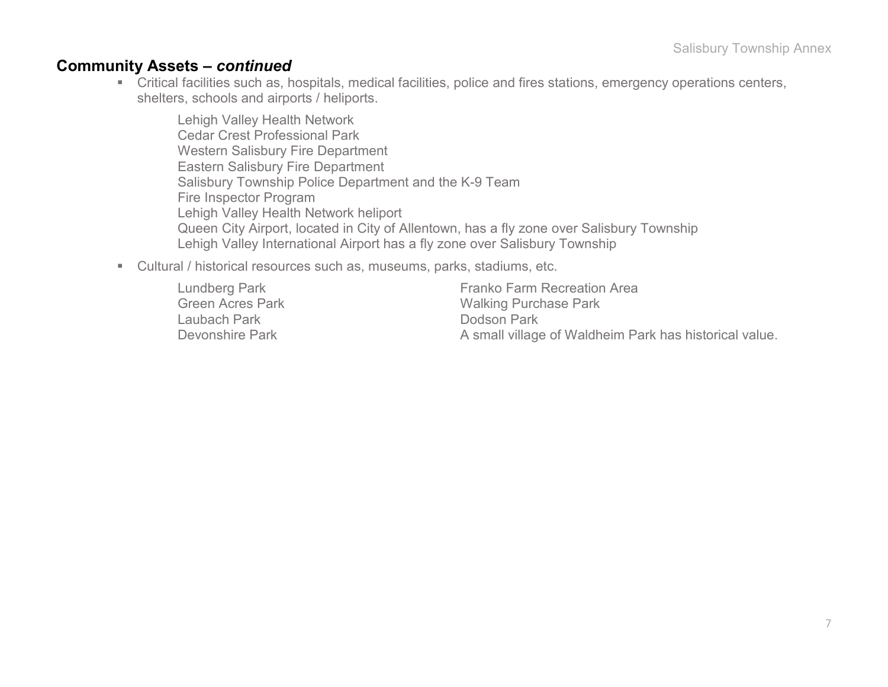## Community Assets – *continued*

- Critical facilities such as, hospitals, medical facilities, police and fires stations, emergency operations centers, shelters, schools and airports / heliports.

    Lehigh Valley Health Network
    Cedar Crest Professional Park
    Western Salisbury Fire Department
    Eastern Salisbury Fire Department
    Salisbury Township Police Department and the K-9 Team
    Fire Inspector Program
    Lehigh Valley Health Network heliport
    Queen City Airport, located in City of Allentown, has a fly zone over Salisbury Township
    Lehigh Valley International Airport has a fly zone over Salisbury Township

- Cultural / historical resources such as, museums, parks, stadiums, etc.

    Lundberg Park
    Green Acres Park
    Laubach Park
    Devonshire Park
    Franko Farm Recreation Area
    Walking Purchase Park
    Dodson Park
    A small village of Waldheim Park has historical value.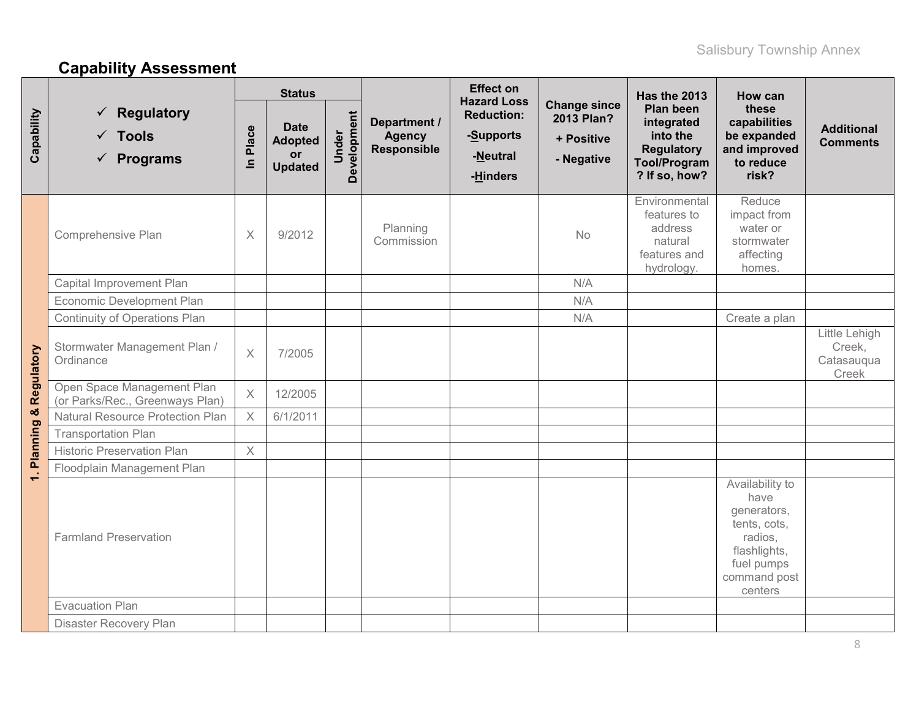## Capability Assessment

| Capability | ✓ Regulatory ✓ Tools ✓ Programs | Status | | | Department / Agency Responsible | Effect on Hazard Loss Reduction: -Supports -Neutral -Hinders | Change since 2013 Plan? + Positive - Negative | Has the 2013 Plan been integrated into the Regulatory Tool/Program? If so, how? | How can these capabilities be expanded and improved to reduce risk? | Additional Comments |
|---|---|---|---|---|---|---|---|---|---|---|
| | | In Place | Date Adopted or Updated | Under Development | | | | | | |
| 1. Planning & Regulatory | Comprehensive Plan | X | 9/2012 | | Planning Commission | | No | Environmental features to address natural features and hydrology. | Reduce impact from water or stormwater affecting homes. | |
| | Capital Improvement Plan | | | | | | N/A | | | |
| | Economic Development Plan | | | | | | N/A | | | |
| | Continuity of Operations Plan | | | | | | N/A | | Create a plan | |
| | Stormwater Management Plan / Ordinance | X | 7/2005 | | | | | | | Little Lehigh Creek, Catasauqua Creek |
| | Open Space Management Plan (or Parks/Rec., Greenways Plan) | X | 12/2005 | | | | | | | |
| | Natural Resource Protection Plan | X | 6/1/2011 | | | | | | | |
| | Transportation Plan | | | | | | | | | |
| | Historic Preservation Plan | X | | | | | | | | |
| | Floodplain Management Plan | | | | | | | | | |
| | Farmland Preservation | | | | | | | | Availability to have generators, tents, cots, radios, flashlights, fuel pumps command post centers | |
| | Evacuation Plan | | | | | | | | | |
| | Disaster Recovery Plan | | | | | | | | | |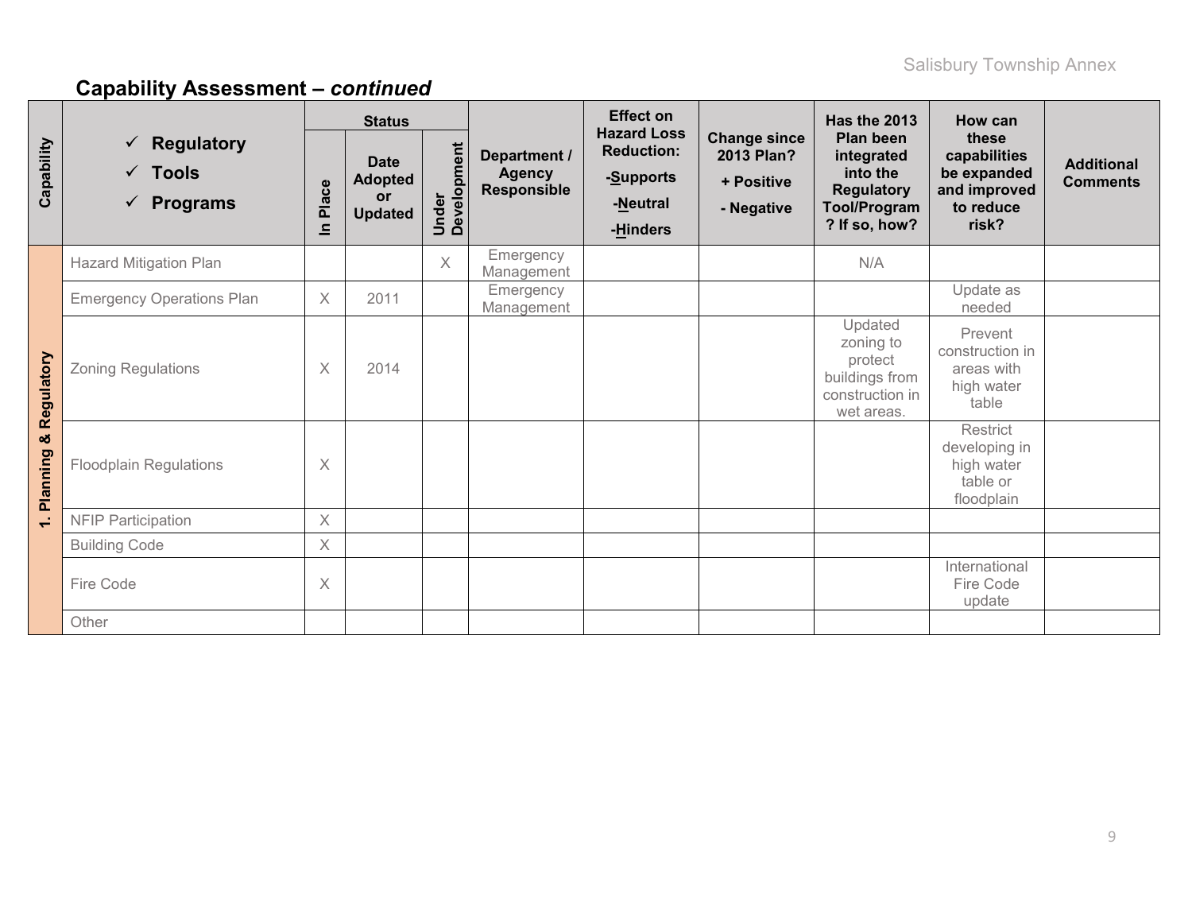## Capability Assessment – *continued*

| Capability | ✓ Regulatory ✓ Tools ✓ Programs | Status | | | Department / Agency Responsible | Effect on Hazard Loss Reduction: -Supports -Neutral -Hinders | Change since 2013 Plan? + Positive - Negative | Has the 2013 Plan been integrated into the Regulatory Tool/Program? If so, how? | How can these capabilities be expanded and improved to reduce risk? | Additional Comments |
|---|---|---|---|---|---|---|---|---|---|---|
| | | In Place | Date Adopted or Updated | Under Development | | | | | | |
| 1. Planning & Regulatory | Hazard Mitigation Plan | | | X | Emergency Management | | | N/A | | |
| | Emergency Operations Plan | X | 2011 | | Emergency Management | | | | Update as needed | |
| | Zoning Regulations | X | 2014 | | | | | Updated zoning to protect buildings from construction in wet areas. | Prevent construction in areas with high water table | |
| | Floodplain Regulations | X | | | | | | | Restrict developing in high water table or floodplain | |
| | NFIP Participation | X | | | | | | | | |
| | Building Code | X | | | | | | | | |
| | Fire Code | X | | | | | | | International Fire Code update | |
| | Other | | | | | | | | | |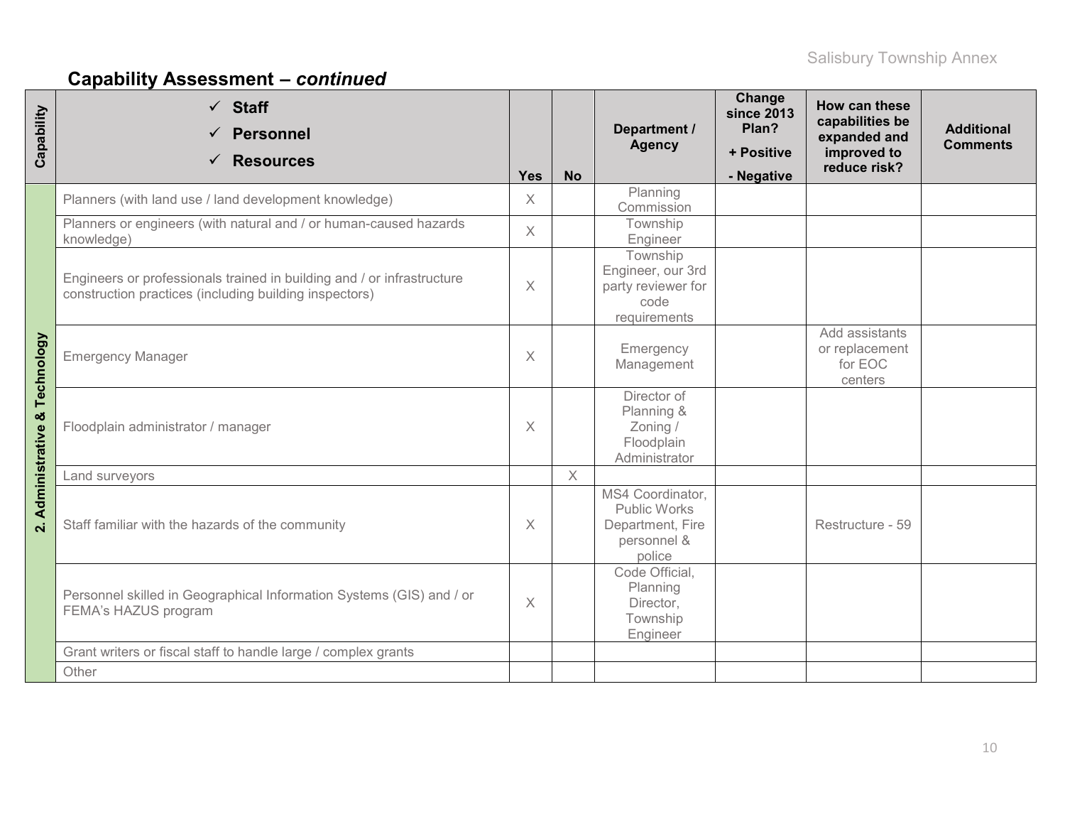## Capability Assessment – *continued*

| Capability | ✓ **Staff**<br>✓ **Personnel**<br>✓ **Resources** | Yes | No | Department / Agency | Change since 2013 Plan?<br>+ Positive<br>- Negative | How can these capabilities be expanded and improved to reduce risk? | Additional Comments |
|---|---|---|---|---|---|---|---|
| **2. Administrative & Technology** | Planners (with land use / land development knowledge) | X | | Planning Commission | | | |
| | Planners or engineers (with natural and / or human-caused hazards knowledge) | X | | Township Engineer | | | |
| | Engineers or professionals trained in building and / or infrastructure construction practices (including building inspectors) | X | | Township Engineer, our 3rd party reviewer for code requirements | | | |
| | Emergency Manager | X | | Emergency Management | | Add assistants or replacement for EOC centers | |
| | Floodplain administrator / manager | X | | Director of Planning & Zoning / Floodplain Administrator | | | |
| | Land surveyors | | X | | | | |
| | Staff familiar with the hazards of the community | X | | MS4 Coordinator, Public Works Department, Fire personnel & police | | Restructure - 59 | |
| | Personnel skilled in Geographical Information Systems (GIS) and / or FEMA's HAZUS program | X | | Code Official, Planning Director, Township Engineer | | | |
| | Grant writers or fiscal staff to handle large / complex grants | | | | | | |
| | Other | | | | | | |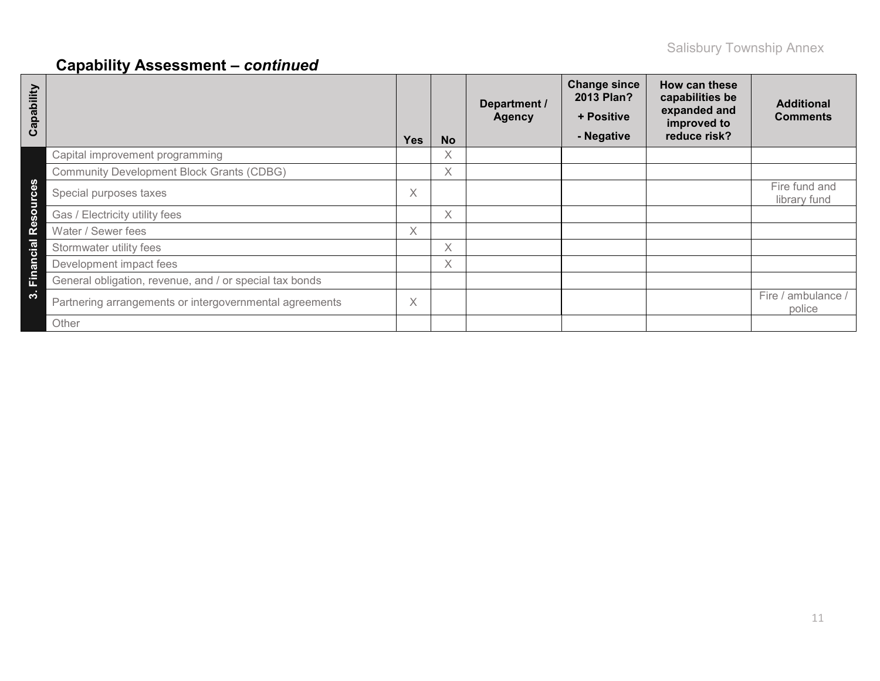## Capability Assessment – *continued*

| Capability | | Yes | No | Department / Agency | Change since 2013 Plan? + Positive - Negative | How can these capabilities be expanded and improved to reduce risk? | Additional Comments |
|---|---|---|---|---|---|---|---|
| 3. Financial Resources | Capital improvement programming | | X | | | | |
| | Community Development Block Grants (CDBG) | | X | | | | |
| | Special purposes taxes | X | | | | | Fire fund and library fund |
| | Gas / Electricity utility fees | | X | | | | |
| | Water / Sewer fees | X | | | | | |
| | Stormwater utility fees | | X | | | | |
| | Development impact fees | | X | | | | |
| | General obligation, revenue, and / or special tax bonds | | | | | | |
| | Partnering arrangements or intergovernmental agreements | X | | | | | Fire / ambulance / police |
| | Other | | | | | | |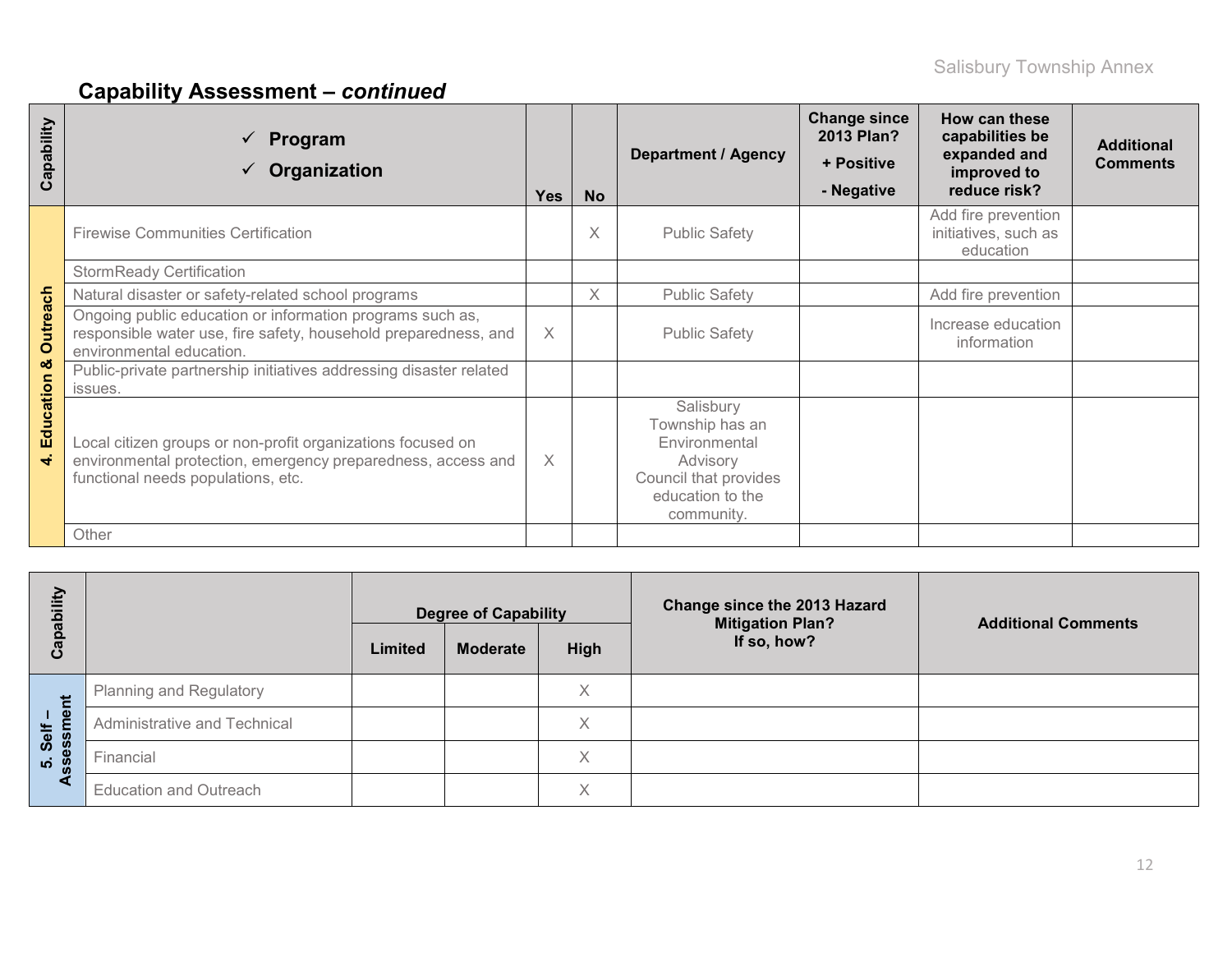## Capability Assessment – *continued*

| Capability | ✓ Program<br>✓ Organization | Yes | No | Department / Agency | Change since 2013 Plan?<br>+ Positive<br>- Negative | How can these capabilities be expanded and improved to reduce risk? | Additional Comments |
|---|---|---|---|---|---|---|---|
| 4. Education & Outreach | Firewise Communities Certification | | X | Public Safety | | Add fire prevention initiatives, such as education | |
| | StormReady Certification | | | | | | |
| | Natural disaster or safety-related school programs | | X | Public Safety | | Add fire prevention | |
| | Ongoing public education or information programs such as, responsible water use, fire safety, household preparedness, and environmental education. | X | | Public Safety | | Increase education information | |
| | Public-private partnership initiatives addressing disaster related issues. | | | | | | |
| | Local citizen groups or non-profit organizations focused on environmental protection, emergency preparedness, access and functional needs populations, etc. | X | | Salisbury Township has an Environmental Advisory Council that provides education to the community. | | | |
| | Other | | | | | | |

| Capability | | Degree of Capability | | | Change since the 2013 Hazard Mitigation Plan? If so, how? | Additional Comments |
|---|---|---|---|---|---|---|
| | | Limited | Moderate | High | | |
| 5. Self – Assessment | Planning and Regulatory | | | X | | |
| | Administrative and Technical | | | X | | |
| | Financial | | | X | | |
| | Education and Outreach | | | X | | |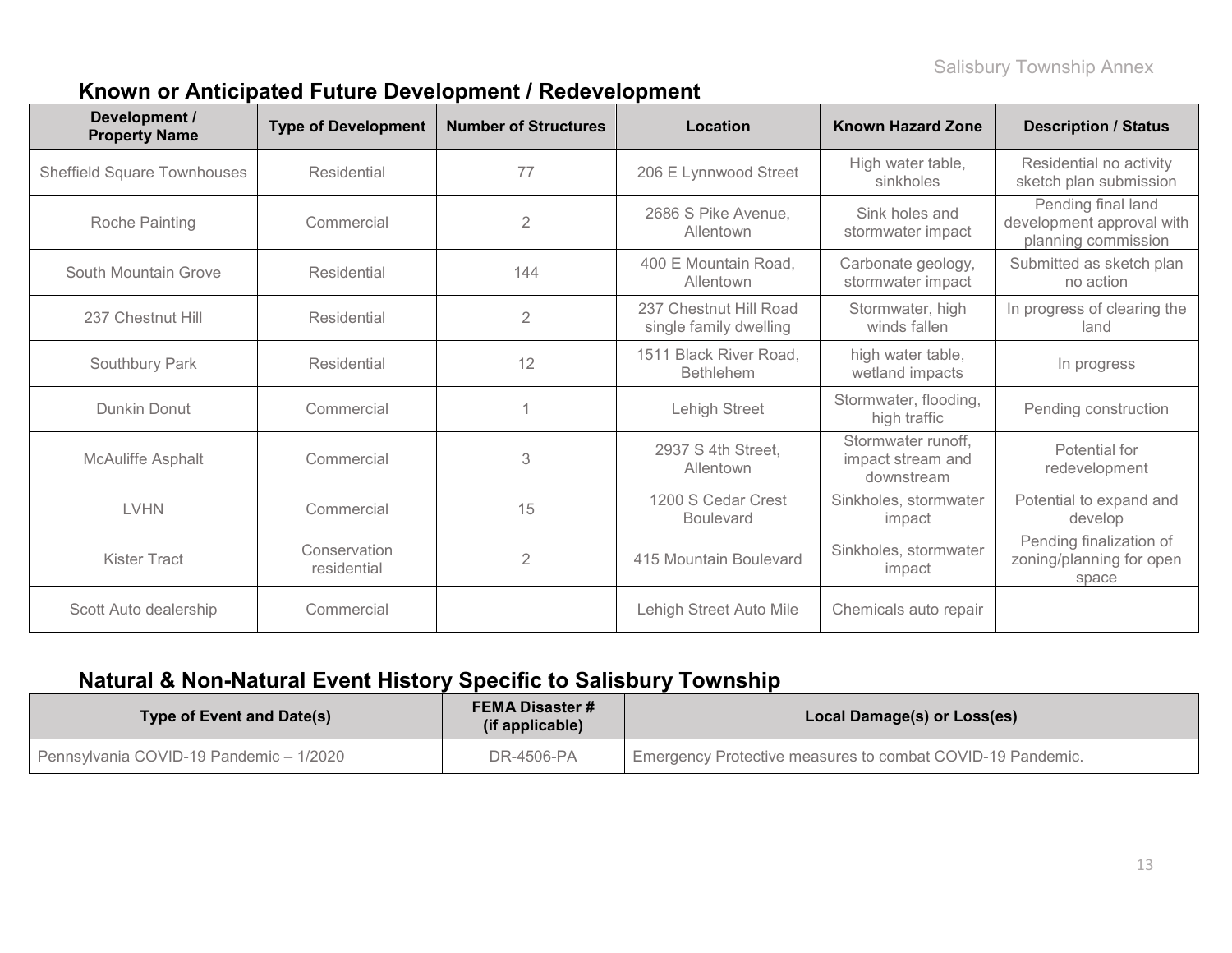## Known or Anticipated Future Development / Redevelopment

| Development / Property Name | Type of Development | Number of Structures | Location | Known Hazard Zone | Description / Status |
|---|---|---|---|---|---|
| Sheffield Square Townhouses | Residential | 77 | 206 E Lynnwood Street | High water table, sinkholes | Residential no activity sketch plan submission |
| Roche Painting | Commercial | 2 | 2686 S Pike Avenue, Allentown | Sink holes and stormwater impact | Pending final land development approval with planning commission |
| South Mountain Grove | Residential | 144 | 400 E Mountain Road, Allentown | Carbonate geology, stormwater impact | Submitted as sketch plan no action |
| 237 Chestnut Hill | Residential | 2 | 237 Chestnut Hill Road single family dwelling | Stormwater, high winds fallen | In progress of clearing the land |
| Southbury Park | Residential | 12 | 1511 Black River Road, Bethlehem | high water table, wetland impacts | In progress |
| Dunkin Donut | Commercial | 1 | Lehigh Street | Stormwater, flooding, high traffic | Pending construction |
| McAuliffe Asphalt | Commercial | 3 | 2937 S 4th Street, Allentown | Stormwater runoff, impact stream and downstream | Potential for redevelopment |
| LVHN | Commercial | 15 | 1200 S Cedar Crest Boulevard | Sinkholes, stormwater impact | Potential to expand and develop |
| Kister Tract | Conservation residential | 2 | 415 Mountain Boulevard | Sinkholes, stormwater impact | Pending finalization of zoning/planning for open space |
| Scott Auto dealership | Commercial | | Lehigh Street Auto Mile | Chemicals auto repair | |

## Natural & Non-Natural Event History Specific to Salisbury Township

| Type of Event and Date(s) | FEMA Disaster # (if applicable) | Local Damage(s) or Loss(es) |
|---|---|---|
| Pennsylvania COVID-19 Pandemic – 1/2020 | DR-4506-PA | Emergency Protective measures to combat COVID-19 Pandemic. |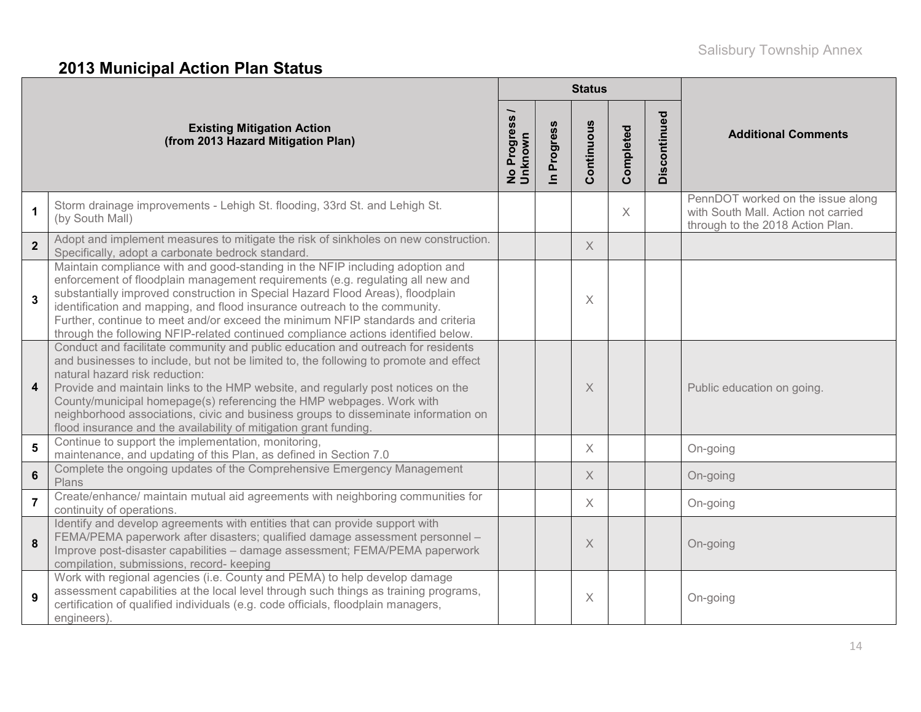## 2013 Municipal Action Plan Status

| # | Existing Mitigation Action (from 2013 Hazard Mitigation Plan) | Status | | | | | Additional Comments |
|---|---|---|---|---|---|---|---|
| | | No Progress / Unknown | In Progress | Continuous | Completed | Discontinued | |
| 1 | Storm drainage improvements - Lehigh St. flooding, 33rd St. and Lehigh St. (by South Mall) | | | | X | | PennDOT worked on the issue along with South Mall. Action not carried through to the 2018 Action Plan. |
| 2 | Adopt and implement measures to mitigate the risk of sinkholes on new construction. Specifically, adopt a carbonate bedrock standard. | | | X | | | |
| 3 | Maintain compliance with and good-standing in the NFIP including adoption and enforcement of floodplain management requirements (e.g. regulating all new and substantially improved construction in Special Hazard Flood Areas), floodplain identification and mapping, and flood insurance outreach to the community. Further, continue to meet and/or exceed the minimum NFIP standards and criteria through the following NFIP-related continued compliance actions identified below. | | | X | | | |
| 4 | Conduct and facilitate community and public education and outreach for residents and businesses to include, but not be limited to, the following to promote and effect natural hazard risk reduction: Provide and maintain links to the HMP website, and regularly post notices on the County/municipal homepage(s) referencing the HMP webpages. Work with neighborhood associations, civic and business groups to disseminate information on flood insurance and the availability of mitigation grant funding. | | | X | | | Public education on going. |
| 5 | Continue to support the implementation, monitoring, maintenance, and updating of this Plan, as defined in Section 7.0 | | | X | | | On-going |
| 6 | Complete the ongoing updates of the Comprehensive Emergency Management Plans | | | X | | | On-going |
| 7 | Create/enhance/ maintain mutual aid agreements with neighboring communities for continuity of operations. | | | X | | | On-going |
| 8 | Identify and develop agreements with entities that can provide support with FEMA/PEMA paperwork after disasters; qualified damage assessment personnel – Improve post-disaster capabilities – damage assessment; FEMA/PEMA paperwork compilation, submissions, record- keeping | | | X | | | On-going |
| 9 | Work with regional agencies (i.e. County and PEMA) to help develop damage assessment capabilities at the local level through such things as training programs, certification of qualified individuals (e.g. code officials, floodplain managers, engineers). | | | X | | | On-going |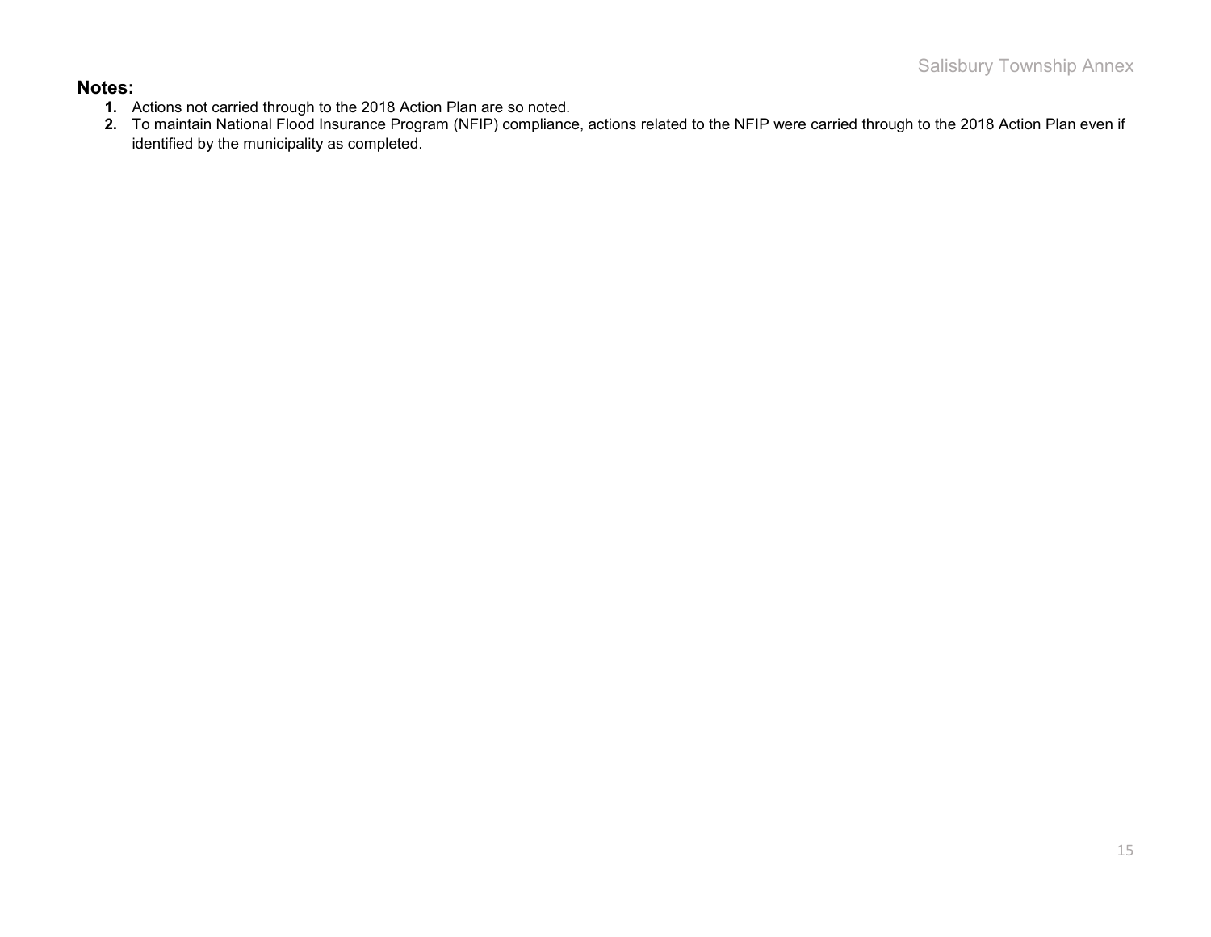**Notes:**

1. Actions not carried through to the 2018 Action Plan are so noted.
2. To maintain National Flood Insurance Program (NFIP) compliance, actions related to the NFIP were carried through to the 2018 Action Plan even if identified by the municipality as completed.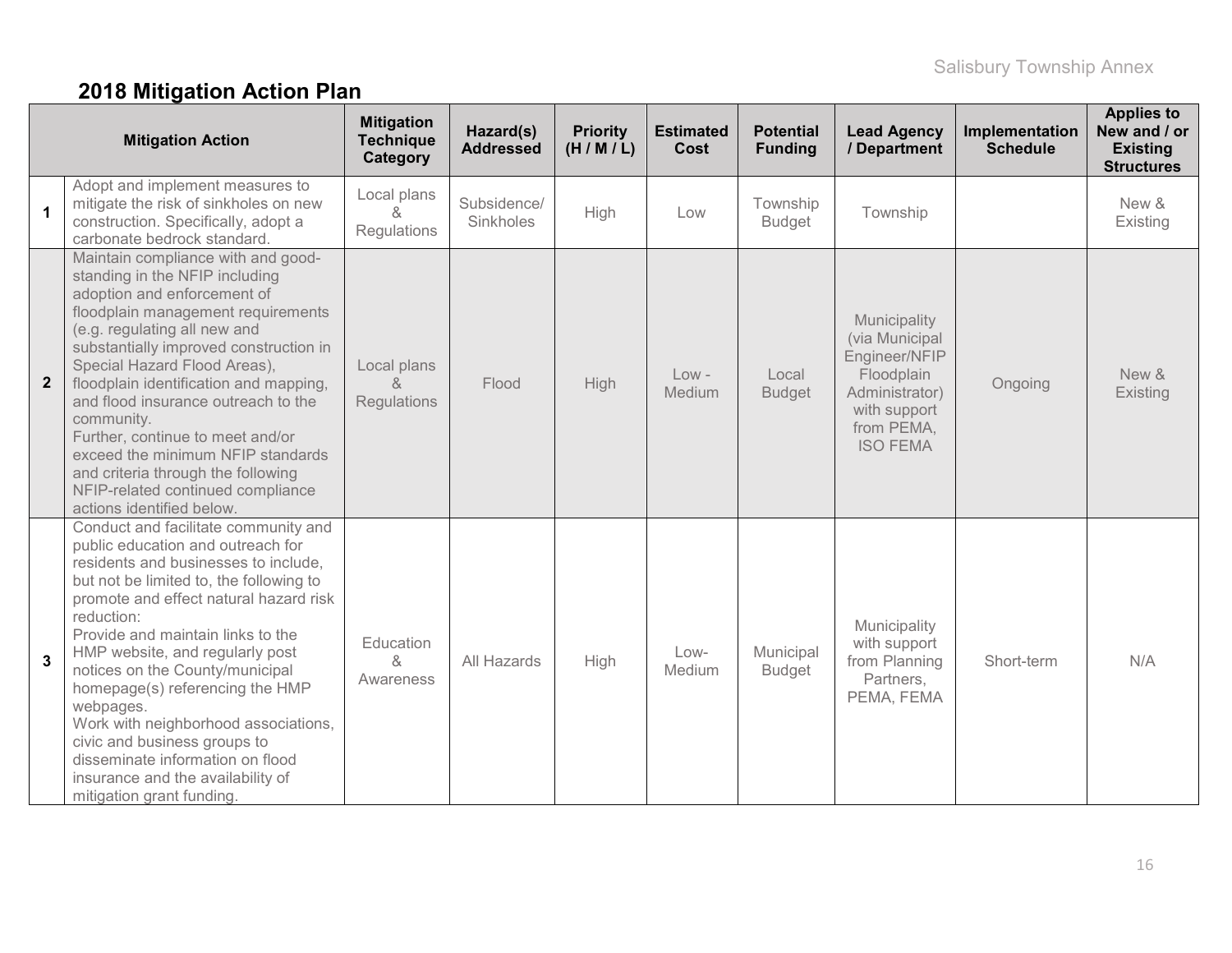## 2018 Mitigation Action Plan

| | Mitigation Action | Mitigation Technique Category | Hazard(s) Addressed | Priority (H / M / L) | Estimated Cost | Potential Funding | Lead Agency / Department | Implementation Schedule | Applies to New and / or Existing Structures |
|---|---|---|---|---|---|---|---|---|---|
| **1** | Adopt and implement measures to mitigate the risk of sinkholes on new construction. Specifically, adopt a carbonate bedrock standard. | Local plans & Regulations | Subsidence/ Sinkholes | High | Low | Township Budget | Township | | New & Existing |
| **2** | Maintain compliance with and good-standing in the NFIP including adoption and enforcement of floodplain management requirements (e.g. regulating all new and substantially improved construction in Special Hazard Flood Areas), floodplain identification and mapping, and flood insurance outreach to the community. Further, continue to meet and/or exceed the minimum NFIP standards and criteria through the following NFIP-related continued compliance actions identified below. | Local plans & Regulations | Flood | High | Low - Medium | Local Budget | Municipality (via Municipal Engineer/NFIP Floodplain Administrator) with support from PEMA, ISO FEMA | Ongoing | New & Existing |
| **3** | Conduct and facilitate community and public education and outreach for residents and businesses to include, but not be limited to, the following to promote and effect natural hazard risk reduction: Provide and maintain links to the HMP website, and regularly post notices on the County/municipal homepage(s) referencing the HMP webpages. Work with neighborhood associations, civic and business groups to disseminate information on flood insurance and the availability of mitigation grant funding. | Education & Awareness | All Hazards | High | Low-Medium | Municipal Budget | Municipality with support from Planning Partners, PEMA, FEMA | Short-term | N/A |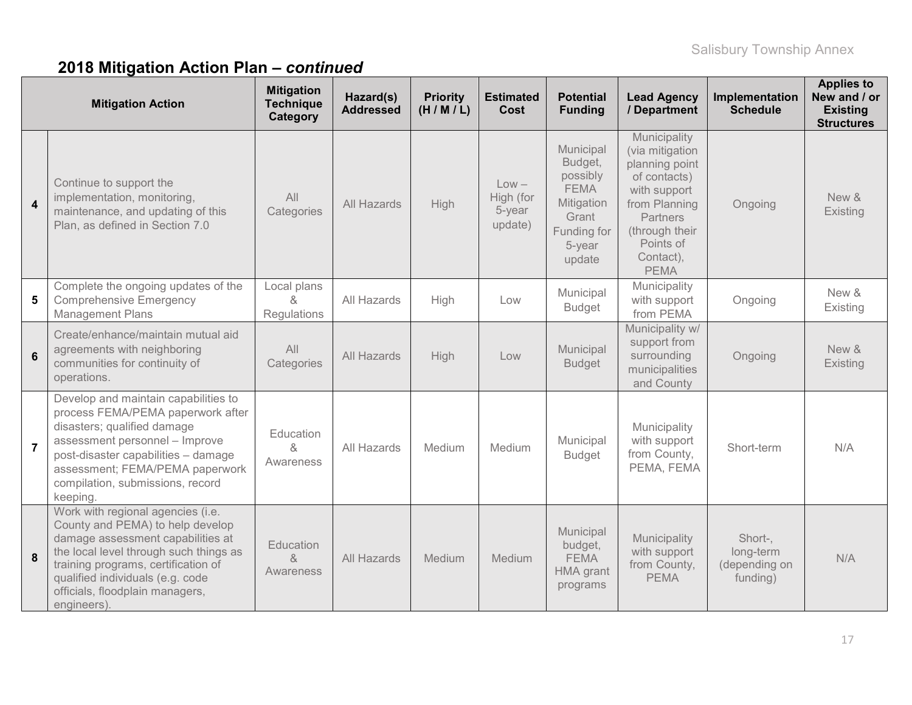## 2018 Mitigation Action Plan – *continued*

| | Mitigation Action | Mitigation Technique Category | Hazard(s) Addressed | Priority (H / M / L) | Estimated Cost | Potential Funding | Lead Agency / Department | Implementation Schedule | Applies to New and / or Existing Structures |
|---|---|---|---|---|---|---|---|---|---|
| **4** | Continue to support the implementation, monitoring, maintenance, and updating of this Plan, as defined in Section 7.0 | All Categories | All Hazards | High | Low – High (for 5-year update) | Municipal Budget, possibly FEMA Mitigation Grant Funding for 5-year update | Municipality (via mitigation planning point of contacts) with support from Planning Partners (through their Points of Contact), PEMA | Ongoing | New & Existing |
| **5** | Complete the ongoing updates of the Comprehensive Emergency Management Plans | Local plans & Regulations | All Hazards | High | Low | Municipal Budget | Municipality with support from PEMA | Ongoing | New & Existing |
| **6** | Create/enhance/maintain mutual aid agreements with neighboring communities for continuity of operations. | All Categories | All Hazards | High | Low | Municipal Budget | Municipality w/ support from surrounding municipalities and County | Ongoing | New & Existing |
| **7** | Develop and maintain capabilities to process FEMA/PEMA paperwork after disasters; qualified damage assessment personnel – Improve post-disaster capabilities – damage assessment; FEMA/PEMA paperwork compilation, submissions, record keeping. | Education & Awareness | All Hazards | Medium | Medium | Municipal Budget | Municipality with support from County, PEMA, FEMA | Short-term | N/A |
| **8** | Work with regional agencies (i.e. County and PEMA) to help develop damage assessment capabilities at the local level through such things as training programs, certification of qualified individuals (e.g. code officials, floodplain managers, engineers). | Education & Awareness | All Hazards | Medium | Medium | Municipal budget, FEMA HMA grant programs | Municipality with support from County, PEMA | Short-, long-term (depending on funding) | N/A |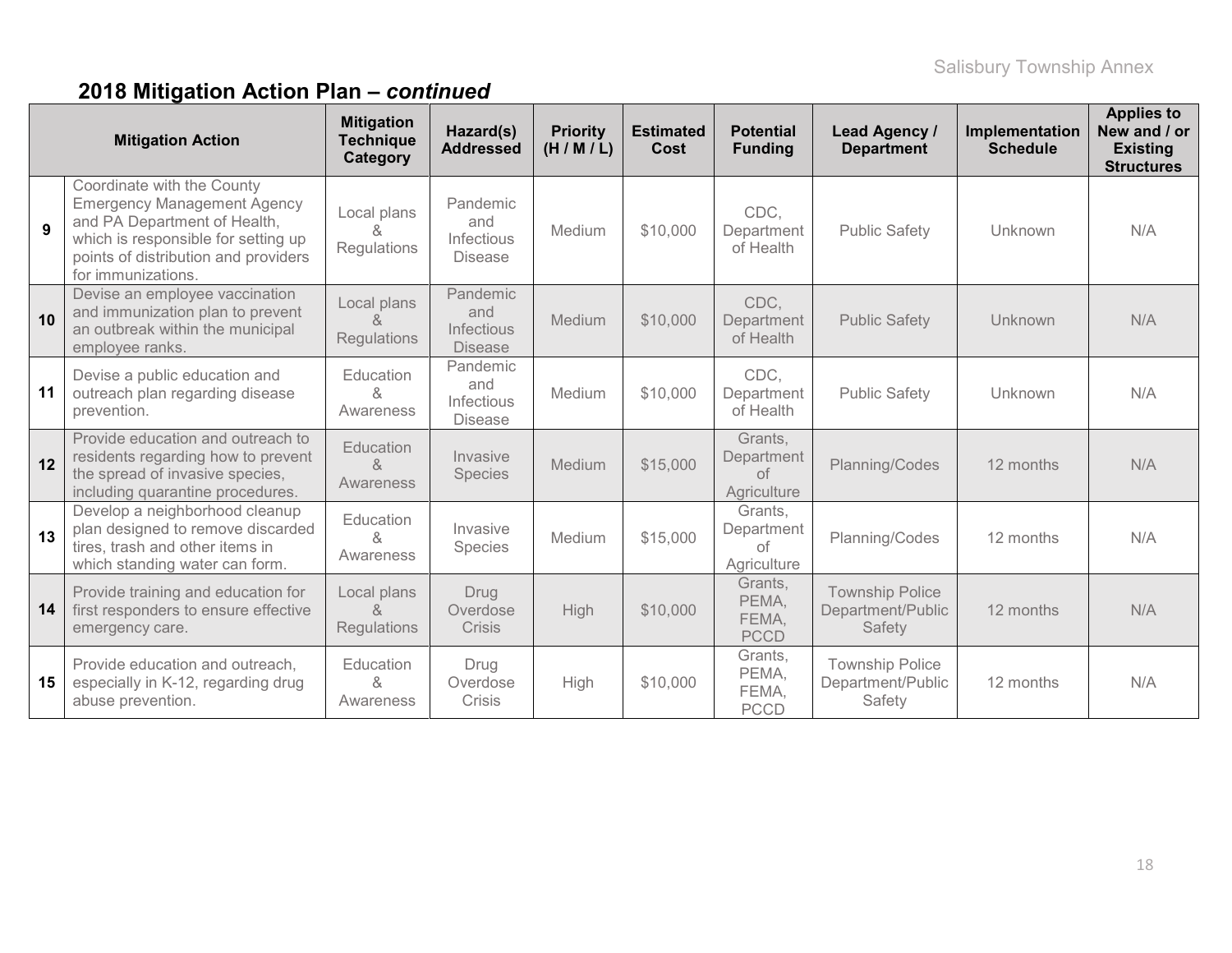## 2018 Mitigation Action Plan – *continued*

| | Mitigation Action | Mitigation Technique Category | Hazard(s) Addressed | Priority (H / M / L) | Estimated Cost | Potential Funding | Lead Agency / Department | Implementation Schedule | Applies to New and / or Existing Structures |
|---|---|---|---|---|---|---|---|---|---|
| 9 | Coordinate with the County Emergency Management Agency and PA Department of Health, which is responsible for setting up points of distribution and providers for immunizations. | Local plans & Regulations | Pandemic and Infectious Disease | Medium | $10,000 | CDC, Department of Health | Public Safety | Unknown | N/A |
| 10 | Devise an employee vaccination and immunization plan to prevent an outbreak within the municipal employee ranks. | Local plans & Regulations | Pandemic and Infectious Disease | Medium | $10,000 | CDC, Department of Health | Public Safety | Unknown | N/A |
| 11 | Devise a public education and outreach plan regarding disease prevention. | Education & Awareness | Pandemic and Infectious Disease | Medium | $10,000 | CDC, Department of Health | Public Safety | Unknown | N/A |
| 12 | Provide education and outreach to residents regarding how to prevent the spread of invasive species, including quarantine procedures. | Education & Awareness | Invasive Species | Medium | $15,000 | Grants, Department of Agriculture | Planning/Codes | 12 months | N/A |
| 13 | Develop a neighborhood cleanup plan designed to remove discarded tires, trash and other items in which standing water can form. | Education & Awareness | Invasive Species | Medium | $15,000 | Grants, Department of Agriculture | Planning/Codes | 12 months | N/A |
| 14 | Provide training and education for first responders to ensure effective emergency care. | Local plans & Regulations | Drug Overdose Crisis | High | $10,000 | Grants, PEMA, FEMA, PCCD | Township Police Department/Public Safety | 12 months | N/A |
| 15 | Provide education and outreach, especially in K-12, regarding drug abuse prevention. | Education & Awareness | Drug Overdose Crisis | High | $10,000 | Grants, PEMA, FEMA, PCCD | Township Police Department/Public Safety | 12 months | N/A |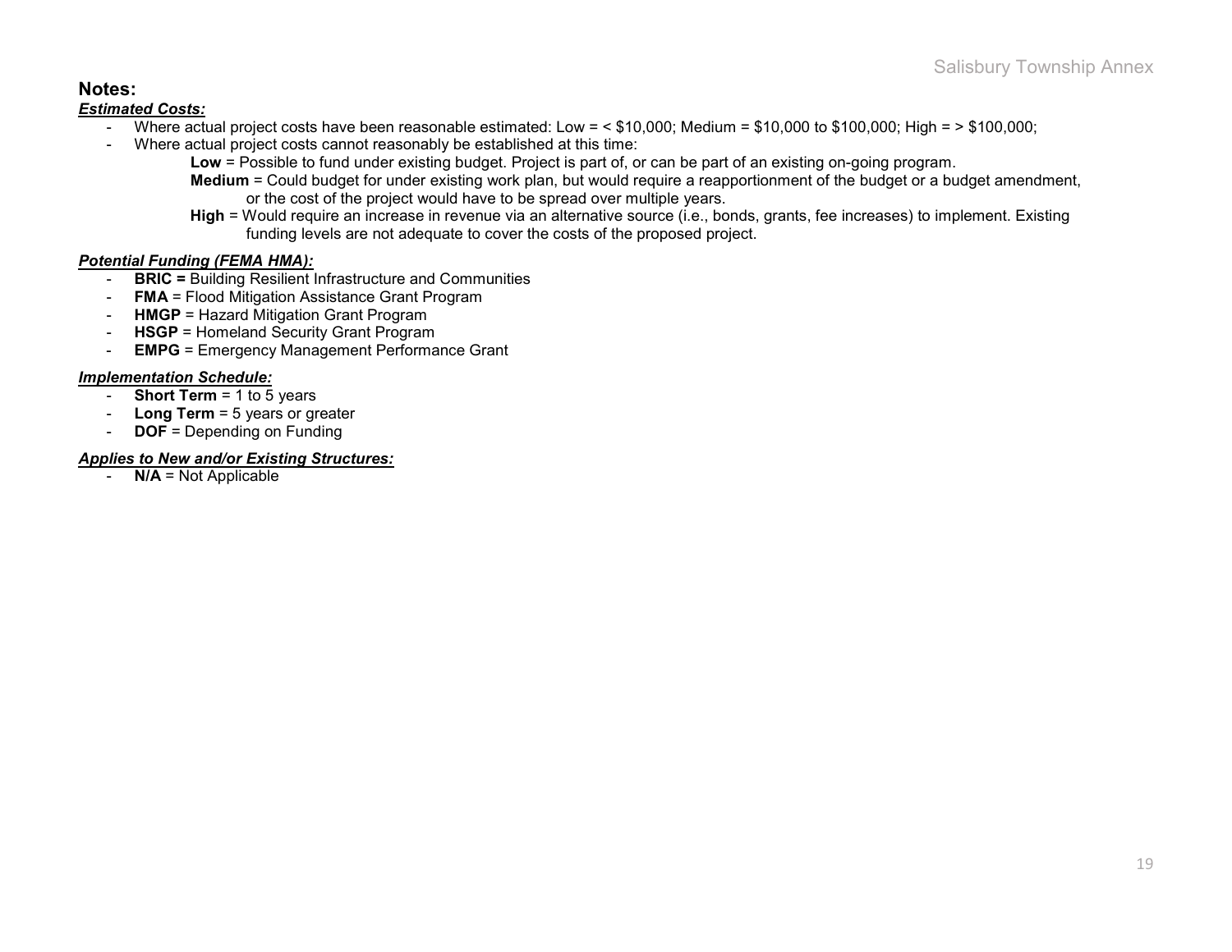## Notes:

***Estimated Costs:***

- Where actual project costs have been reasonable estimated: Low = < $10,000; Medium = $10,000 to $100,000; High = > $100,000;
- Where actual project costs cannot reasonably be established at this time:
  - **Low** = Possible to fund under existing budget. Project is part of, or can be part of an existing on-going program.
  - **Medium** = Could budget for under existing work plan, but would require a reapportionment of the budget or a budget amendment, or the cost of the project would have to be spread over multiple years.
  - **High** = Would require an increase in revenue via an alternative source (i.e., bonds, grants, fee increases) to implement. Existing funding levels are not adequate to cover the costs of the proposed project.

***Potential Funding (FEMA HMA):***

- **BRIC =** Building Resilient Infrastructure and Communities
- **FMA** = Flood Mitigation Assistance Grant Program
- **HMGP** = Hazard Mitigation Grant Program
- **HSGP** = Homeland Security Grant Program
- **EMPG** = Emergency Management Performance Grant

***Implementation Schedule:***

- **Short Term** = 1 to 5 years
- **Long Term** = 5 years or greater
- **DOF** = Depending on Funding

***Applies to New and/or Existing Structures:***

- **N/A** = Not Applicable